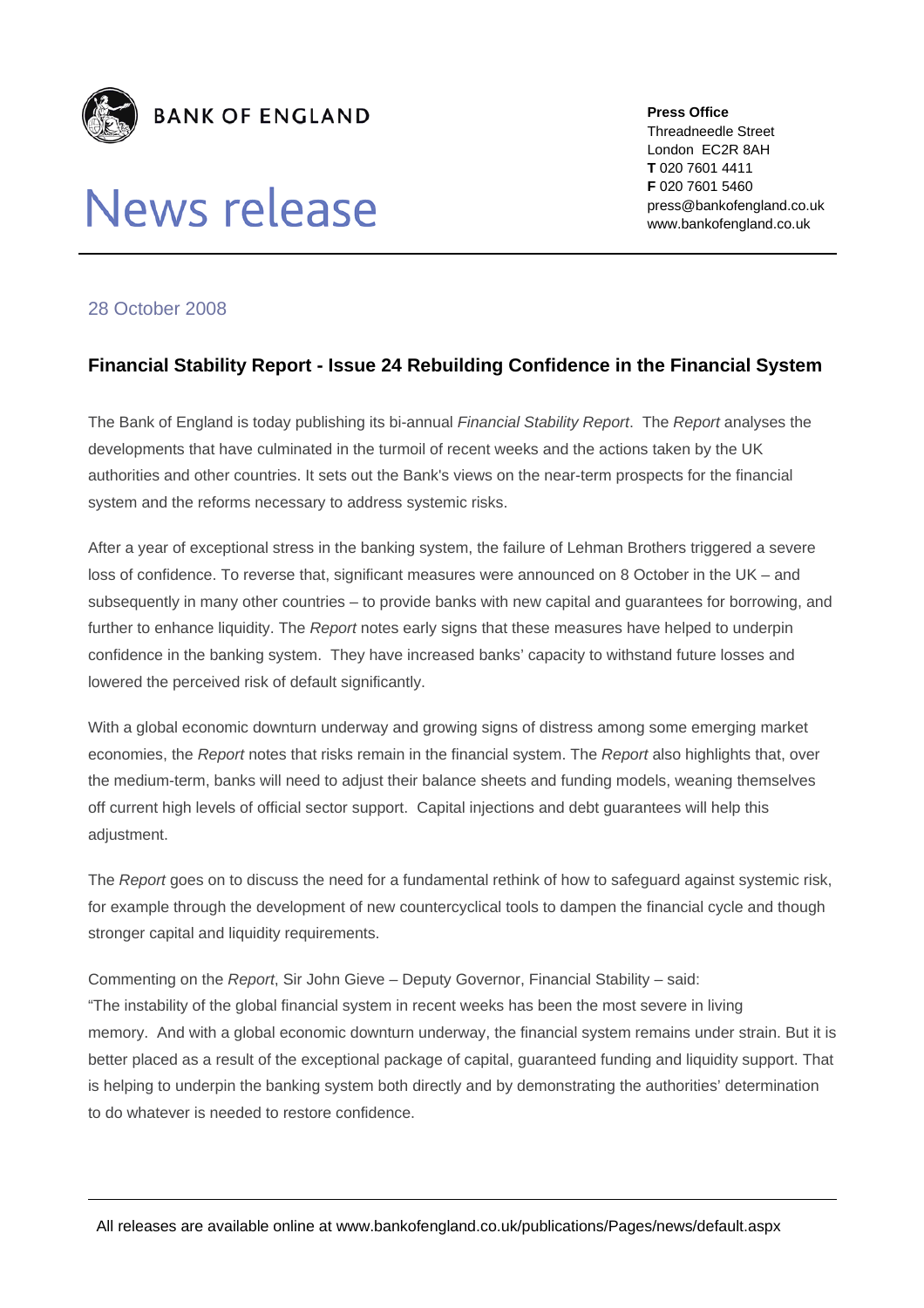**BANK OF ENGLAND**

# News release

**Press Office**
Threadneedle Street
London EC2R 8AH
**T** 020 7601 4411
**F** 020 7601 5460
press@bankofengland.co.uk
www.bankofengland.co.uk

28 October 2008

## Financial Stability Report - Issue 24 Rebuilding Confidence in the Financial System

The Bank of England is today publishing its bi-annual *Financial Stability Report*. The *Report* analyses the developments that have culminated in the turmoil of recent weeks and the actions taken by the UK authorities and other countries. It sets out the Bank's views on the near-term prospects for the financial system and the reforms necessary to address systemic risks.

After a year of exceptional stress in the banking system, the failure of Lehman Brothers triggered a severe loss of confidence. To reverse that, significant measures were announced on 8 October in the UK – and subsequently in many other countries – to provide banks with new capital and guarantees for borrowing, and further to enhance liquidity. The *Report* notes early signs that these measures have helped to underpin confidence in the banking system. They have increased banks' capacity to withstand future losses and lowered the perceived risk of default significantly.

With a global economic downturn underway and growing signs of distress among some emerging market economies, the *Report* notes that risks remain in the financial system. The *Report* also highlights that, over the medium-term, banks will need to adjust their balance sheets and funding models, weaning themselves off current high levels of official sector support. Capital injections and debt guarantees will help this adjustment.

The *Report* goes on to discuss the need for a fundamental rethink of how to safeguard against systemic risk, for example through the development of new countercyclical tools to dampen the financial cycle and though stronger capital and liquidity requirements.

Commenting on the *Report*, Sir John Gieve – Deputy Governor, Financial Stability – said:
"The instability of the global financial system in recent weeks has been the most severe in living memory. And with a global economic downturn underway, the financial system remains under strain. But it is better placed as a result of the exceptional package of capital, guaranteed funding and liquidity support. That is helping to underpin the banking system both directly and by demonstrating the authorities' determination to do whatever is needed to restore confidence.

All releases are available online at www.bankofengland.co.uk/publications/Pages/news/default.aspx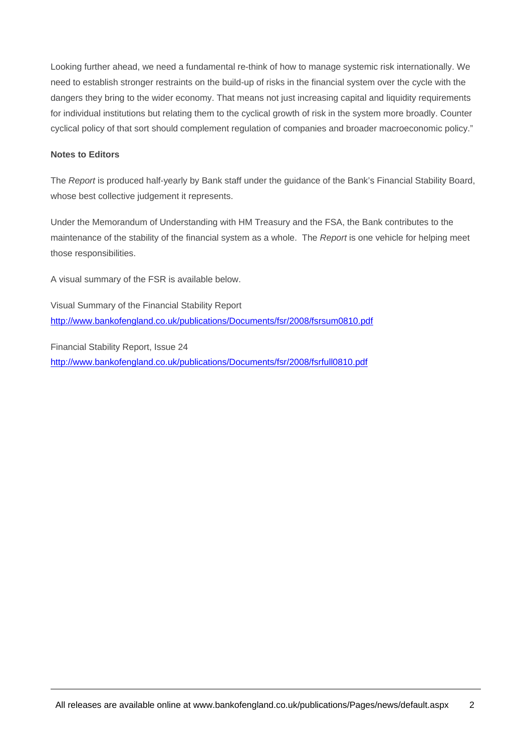Looking further ahead, we need a fundamental re-think of how to manage systemic risk internationally. We need to establish stronger restraints on the build-up of risks in the financial system over the cycle with the dangers they bring to the wider economy. That means not just increasing capital and liquidity requirements for individual institutions but relating them to the cyclical growth of risk in the system more broadly. Counter cyclical policy of that sort should complement regulation of companies and broader macroeconomic policy."

**Notes to Editors**

The *Report* is produced half-yearly by Bank staff under the guidance of the Bank's Financial Stability Board, whose best collective judgement it represents.

Under the Memorandum of Understanding with HM Treasury and the FSA, the Bank contributes to the maintenance of the stability of the financial system as a whole. The *Report* is one vehicle for helping meet those responsibilities.

A visual summary of the FSR is available below.

Visual Summary of the Financial Stability Report
http://www.bankofengland.co.uk/publications/Documents/fsr/2008/fsrsum0810.pdf

Financial Stability Report, Issue 24
http://www.bankofengland.co.uk/publications/Documents/fsr/2008/fsrfull0810.pdf

All releases are available online at www.bankofengland.co.uk/publications/Pages/news/default.aspx